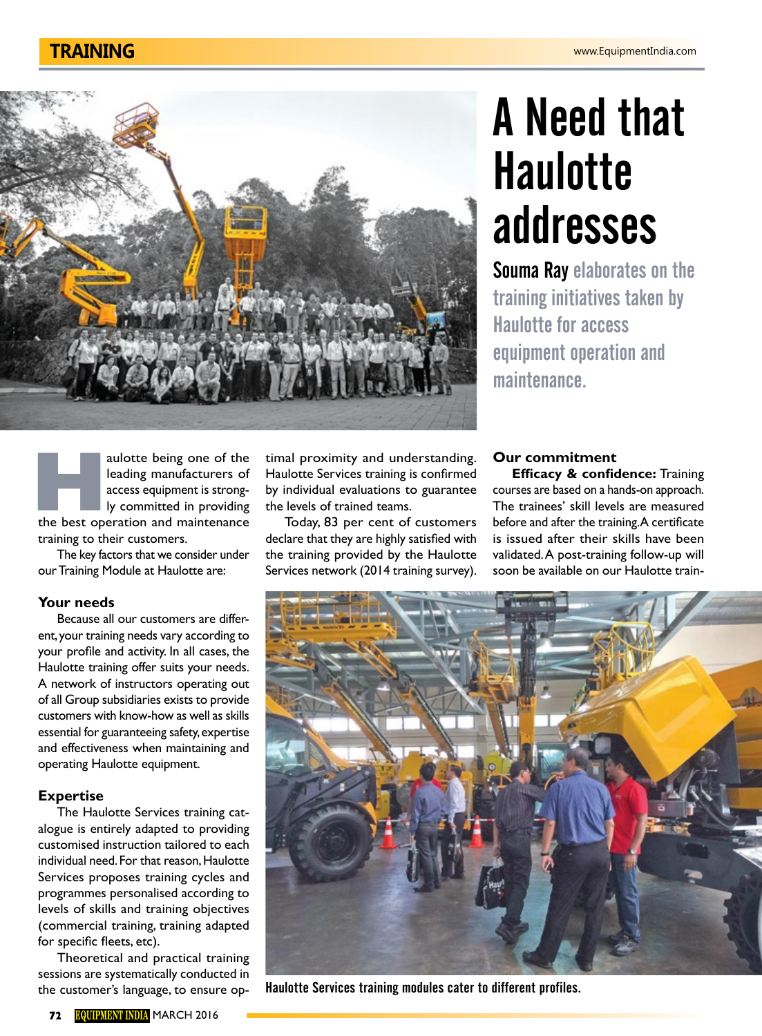# A Need that Haulotte addresses

**Souma Ray** elaborates on the training initiatives taken by Haulotte for access equipment operation and maintenance.

Haulotte being one of the leading manufacturers of access equipment is strongly committed in providing the best operation and maintenance training to their customers.

The key factors that we consider under our Training Module at Haulotte are:

### Your needs

Because all our customers are different, your training needs vary according to your profile and activity. In all cases, the Haulotte training offer suits your needs. A network of instructors operating out of all Group subsidiaries exists to provide customers with know-how as well as skills essential for guaranteeing safety, expertise and effectiveness when maintaining and operating Haulotte equipment.

### Expertise

The Haulotte Services training catalogue is entirely adapted to providing customised instruction tailored to each individual need. For that reason, Haulotte Services proposes training cycles and programmes personalised according to levels of skills and training objectives (commercial training, training adapted for specific fleets, etc).

Theoretical and practical training sessions are systematically conducted in the customer's language, to ensure optimal proximity and understanding. Haulotte Services training is confirmed by individual evaluations to guarantee the levels of trained teams.

Today, 83 per cent of customers declare that they are highly satisfied with the training provided by the Haulotte Services network (2014 training survey).

### Our commitment

**Efficacy & confidence:** Training courses are based on a hands-on approach. The trainees' skill levels are measured before and after the training. A certificate is issued after their skills have been validated. A post-training follow-up will soon be available on our Haulotte train-

Haulotte Services training modules cater to different profiles.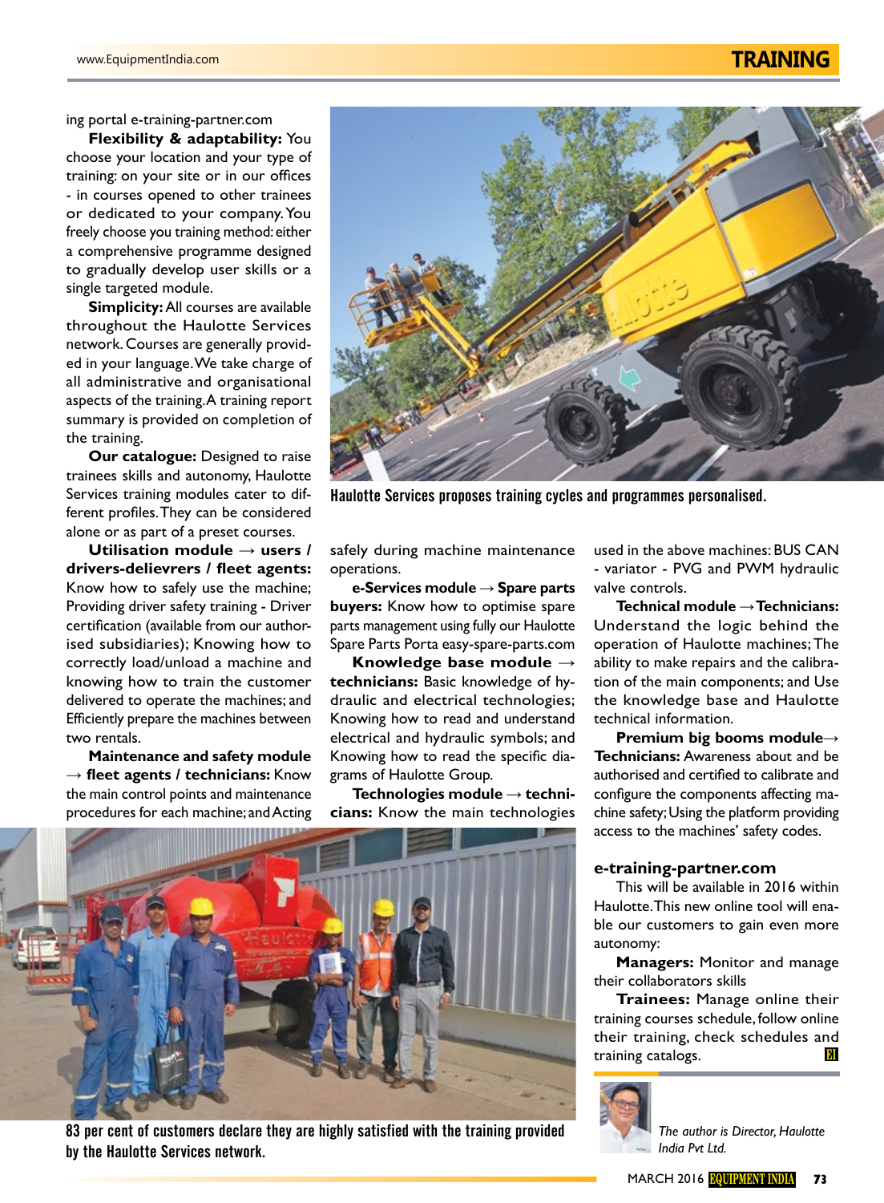ing portal e-training-partner.com

**Flexibility & adaptability:** You choose your location and your type of training: on your site or in our offices - in courses opened to other trainees or dedicated to your company. You freely choose you training method: either a comprehensive programme designed to gradually develop user skills or a single targeted module.

**Simplicity:** All courses are available throughout the Haulotte Services network. Courses are generally provided in your language. We take charge of all administrative and organisational aspects of the training. A training report summary is provided on completion of the training.

**Our catalogue:** Designed to raise trainees skills and autonomy, Haulotte Services training modules cater to different profiles. They can be considered alone or as part of a preset courses.

**Utilisation module → users / drivers-delievrers / fleet agents:** Know how to safely use the machine; Providing driver safety training - Driver certification (available from our authorised subsidiaries); Knowing how to correctly load/unload a machine and knowing how to train the customer delivered to operate the machines; and Efficiently prepare the machines between two rentals.

**Maintenance and safety module → fleet agents / technicians:** Know the main control points and maintenance procedures for each machine; and Acting safely during machine maintenance operations.

**e-Services module → Spare parts buyers:** Know how to optimise spare parts management using fully our Haulotte Spare Parts Porta easy-spare-parts.com

**Knowledge base module → technicians:** Basic knowledge of hydraulic and electrical technologies; Knowing how to read and understand electrical and hydraulic symbols; and Knowing how to read the specific diagrams of Haulotte Group.

**Technologies module → technicians:** Know the main technologies used in the above machines: BUS CAN - variator - PVG and PWM hydraulic valve controls.

**Technical module → Technicians:** Understand the logic behind the operation of Haulotte machines; The ability to make repairs and the calibration of the main components; and Use the knowledge base and Haulotte technical information.

**Premium big booms module→ Technicians:** Awareness about and be authorised and certified to calibrate and configure the components affecting machine safety; Using the platform providing access to the machines' safety codes.

Haulotte Services proposes training cycles and programmes personalised.

### e-training-partner.com

This will be available in 2016 within Haulotte. This new online tool will enable our customers to gain even more autonomy:

**Managers:** Monitor and manage their collaborators skills

**Trainees:** Manage online their training courses schedule, follow online their training, check schedules and training catalogs. EI

83 per cent of customers declare they are highly satisfied with the training provided by the Haulotte Services network.

*The author is Director, Haulotte India Pvt Ltd.*